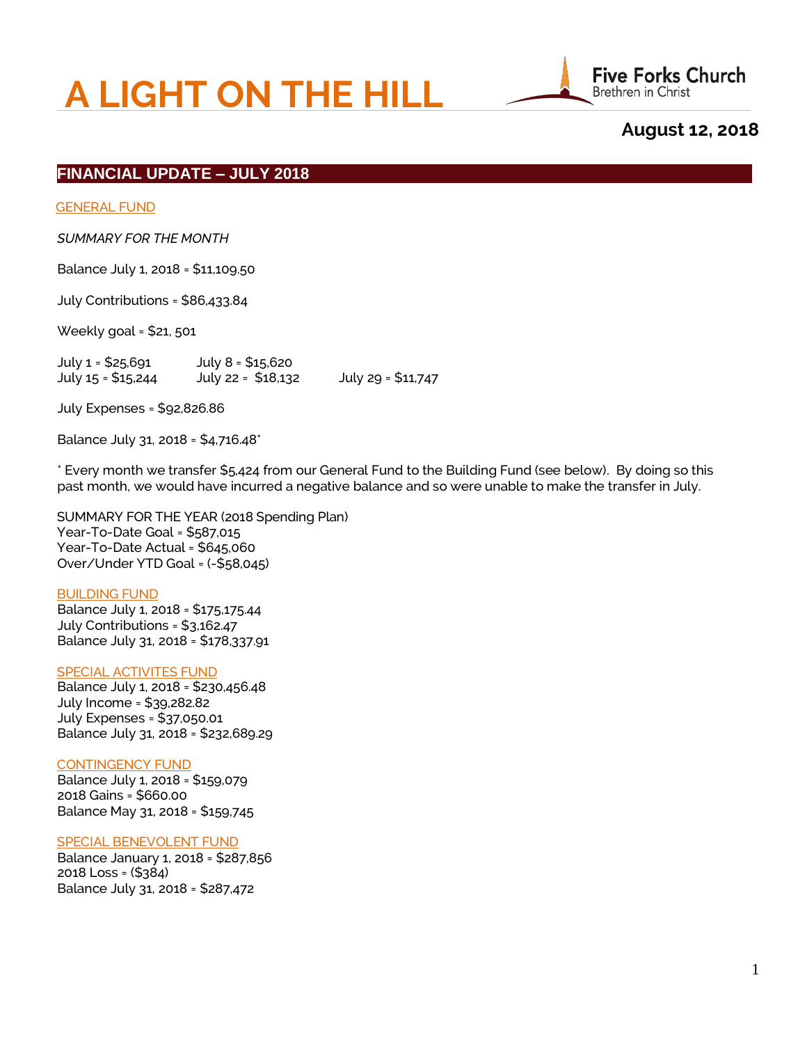# A LIGHT ON THE HILL

Five Forks Church
Brethren in Christ

**August 12, 2018**

## FINANCIAL UPDATE – JULY 2018

GENERAL FUND

*SUMMARY FOR THE MONTH*

Balance July 1, 2018 = $11,109.50

July Contributions = $86,433.84

Weekly goal = $21, 501

July 1 = $25,691 July 8 = $15,620
July 15 = $15,244 July 22 = $18,132 July 29 = $11,747

July Expenses = $92,826.86

Balance July 31, 2018 = $4,716.48*

* Every month we transfer $5,424 from our General Fund to the Building Fund (see below). By doing so this past month, we would have incurred a negative balance and so were unable to make the transfer in July.

SUMMARY FOR THE YEAR (2018 Spending Plan)
Year-To-Date Goal = $587,015
Year-To-Date Actual = $645,060
Over/Under YTD Goal = (-$58,045)

BUILDING FUND
Balance July 1, 2018 = $175,175.44
July Contributions = $3,162.47
Balance July 31, 2018 = $178,337.91

SPECIAL ACTIVITES FUND
Balance July 1, 2018 = $230,456.48
July Income = $39,282.82
July Expenses = $37,050.01
Balance July 31, 2018 = $232,689.29

CONTINGENCY FUND
Balance July 1, 2018 = $159,079
2018 Gains = $660.00
Balance May 31, 2018 = $159,745

SPECIAL BENEVOLENT FUND
Balance January 1, 2018 = $287,856
2018 Loss = ($384)
Balance July 31, 2018 = $287,472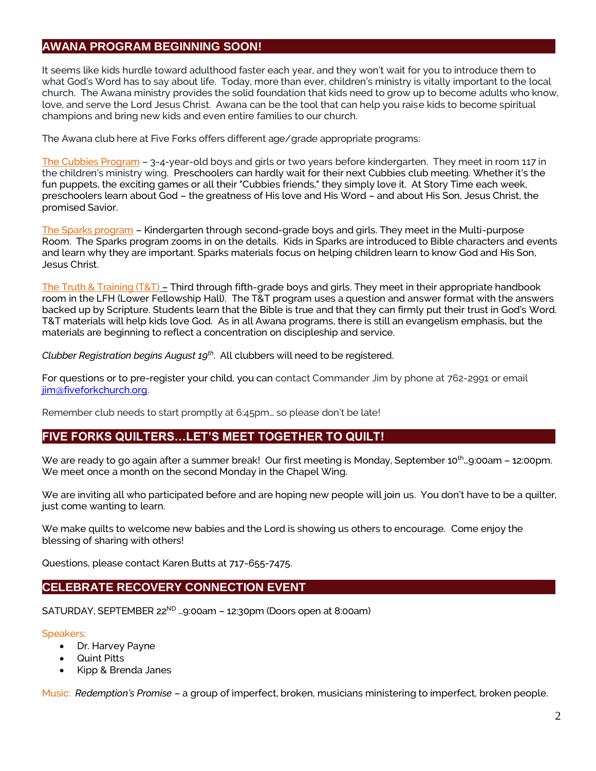## AWANA PROGRAM BEGINNING SOON!

It seems like kids hurdle toward adulthood faster each year, and they won't wait for you to introduce them to what God's Word has to say about life. Today, more than ever, children's ministry is vitally important to the local church. The Awana ministry provides the solid foundation that kids need to grow up to become adults who know, love, and serve the Lord Jesus Christ. Awana can be the tool that can help you raise kids to become spiritual champions and bring new kids and even entire families to our church.

The Awana club here at Five Forks offers different age/grade appropriate programs:

The Cubbies Program – 3-4-year-old boys and girls or two years before kindergarten. They meet in room 117 in the children's ministry wing. Preschoolers can hardly wait for their next Cubbies club meeting. Whether it's the fun puppets, the exciting games or all their "Cubbies friends," they simply love it. At Story Time each week, preschoolers learn about God – the greatness of His love and His Word – and about His Son, Jesus Christ, the promised Savior.

The Sparks program – Kindergarten through second-grade boys and girls. They meet in the Multi-purpose Room. The Sparks program zooms in on the details. Kids in Sparks are introduced to Bible characters and events and learn why they are important. Sparks materials focus on helping children learn to know God and His Son, Jesus Christ.

The Truth & Training (T&T) – Third through fifth-grade boys and girls. They meet in their appropriate handbook room in the LFH (Lower Fellowship Hall). The T&T program uses a question and answer format with the answers backed up by Scripture. Students learn that the Bible is true and that they can firmly put their trust in God's Word. T&T materials will help kids love God. As in all Awana programs, there is still an evangelism emphasis, but the materials are beginning to reflect a concentration on discipleship and service.

*Clubber Registration begins August 19th*. All clubbers will need to be registered.

For questions or to pre-register your child, you can contact Commander Jim by phone at 762-2991 or email jim@fiveforkchurch.org.

Remember club needs to start promptly at 6:45pm… so please don't be late!

## FIVE FORKS QUILTERS…LET'S MEET TOGETHER TO QUILT!

We are ready to go again after a summer break! Our first meeting is Monday, September 10th…9:00am – 12:00pm. We meet once a month on the second Monday in the Chapel Wing.

We are inviting all who participated before and are hoping new people will join us. You don't have to be a quilter, just come wanting to learn.

We make quilts to welcome new babies and the Lord is showing us others to encourage. Come enjoy the blessing of sharing with others!

Questions, please contact Karen Butts at 717-655-7475.

## CELEBRATE RECOVERY CONNECTION EVENT

SATURDAY, SEPTEMBER 22ND …9:00am – 12:30pm (Doors open at 8:00am)

Speakers:

- Dr. Harvey Payne
- Quint Pitts
- Kipp & Brenda Janes

Music: *Redemption's Promise* – a group of imperfect, broken, musicians ministering to imperfect, broken people.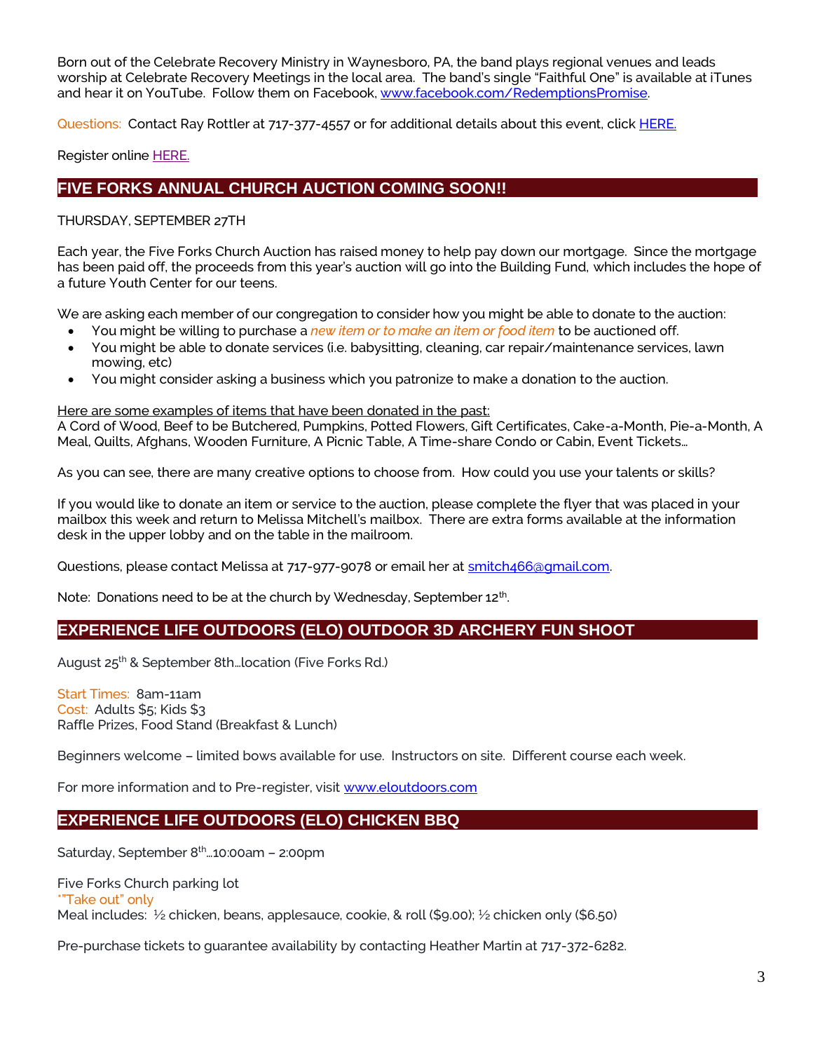Born out of the Celebrate Recovery Ministry in Waynesboro, PA, the band plays regional venues and leads worship at Celebrate Recovery Meetings in the local area. The band's single "Faithful One" is available at iTunes and hear it on YouTube. Follow them on Facebook, [www.facebook.com/RedemptionsPromise](www.facebook.com/RedemptionsPromise).

Questions: Contact Ray Rottler at 717-377-4557 or for additional details about this event, click HERE.

Register online HERE.

## FIVE FORKS ANNUAL CHURCH AUCTION COMING SOON!!

THURSDAY, SEPTEMBER 27TH

Each year, the Five Forks Church Auction has raised money to help pay down our mortgage. Since the mortgage has been paid off, the proceeds from this year's auction will go into the Building Fund, which includes the hope of a future Youth Center for our teens.

We are asking each member of our congregation to consider how you might be able to donate to the auction:

- You might be willing to purchase a *new item or to make an item or food item* to be auctioned off.
- You might be able to donate services (i.e. babysitting, cleaning, car repair/maintenance services, lawn mowing, etc)
- You might consider asking a business which you patronize to make a donation to the auction.

Here are some examples of items that have been donated in the past:
A Cord of Wood, Beef to be Butchered, Pumpkins, Potted Flowers, Gift Certificates, Cake-a-Month, Pie-a-Month, A Meal, Quilts, Afghans, Wooden Furniture, A Picnic Table, A Time-share Condo or Cabin, Event Tickets…

As you can see, there are many creative options to choose from. How could you use your talents or skills?

If you would like to donate an item or service to the auction, please complete the flyer that was placed in your mailbox this week and return to Melissa Mitchell's mailbox. There are extra forms available at the information desk in the upper lobby and on the table in the mailroom.

Questions, please contact Melissa at 717-977-9078 or email her at smitch466@gmail.com.

Note: Donations need to be at the church by Wednesday, September 12th.

## EXPERIENCE LIFE OUTDOORS (ELO) OUTDOOR 3D ARCHERY FUN SHOOT

August 25th & September 8th…location (Five Forks Rd.)

Start Times: 8am-11am
Cost: Adults $5; Kids $3
Raffle Prizes, Food Stand (Breakfast & Lunch)

Beginners welcome – limited bows available for use. Instructors on site. Different course each week.

For more information and to Pre-register, visit [www.eloutdoors.com](www.eloutdoors.com)

## EXPERIENCE LIFE OUTDOORS (ELO) CHICKEN BBQ

Saturday, September 8th…10:00am – 2:00pm

Five Forks Church parking lot
*"Take out" only
Meal includes: ½ chicken, beans, applesauce, cookie, & roll ($9.00); ½ chicken only ($6.50)

Pre-purchase tickets to guarantee availability by contacting Heather Martin at 717-372-6282.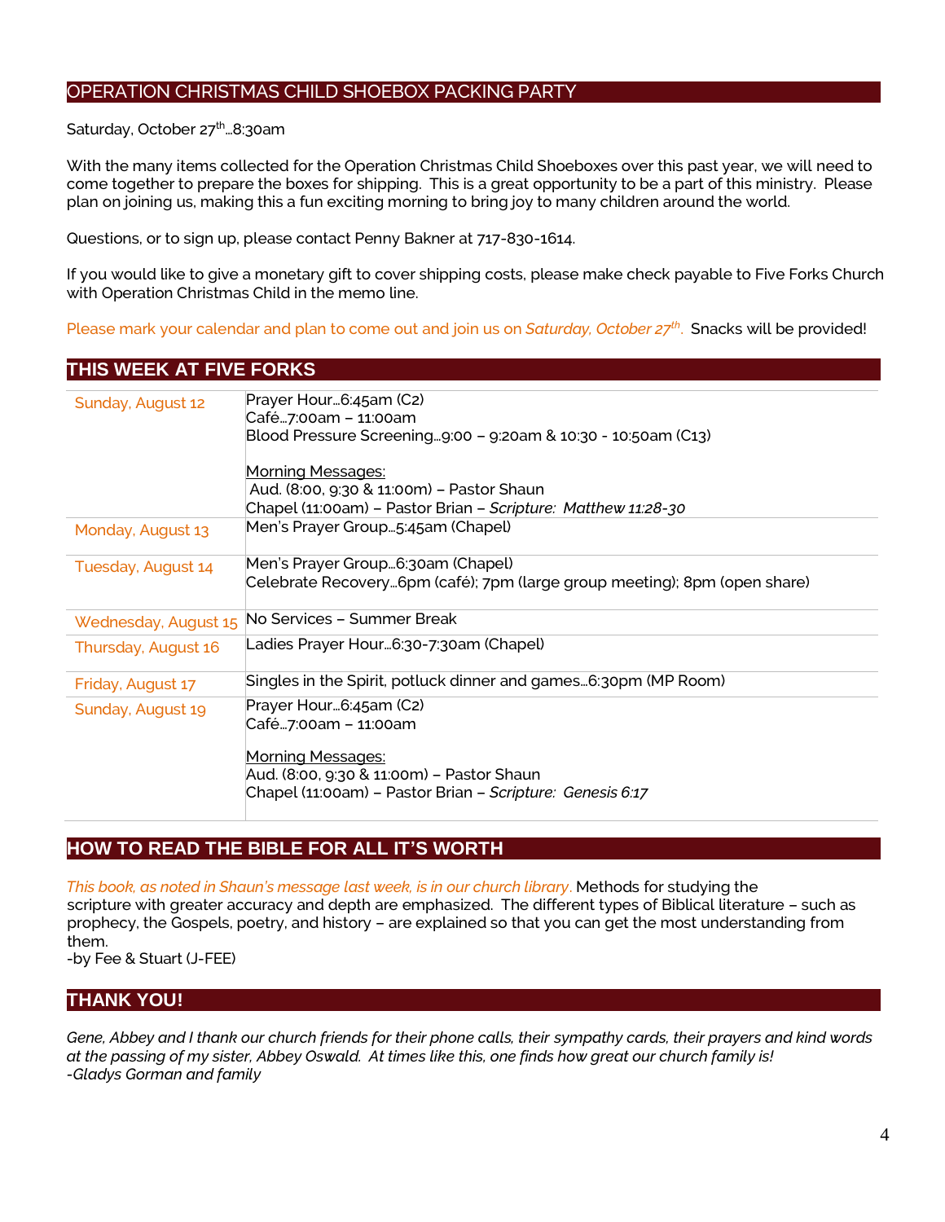## OPERATION CHRISTMAS CHILD SHOEBOX PACKING PARTY

Saturday, October 27th…8:30am

With the many items collected for the Operation Christmas Child Shoeboxes over this past year, we will need to come together to prepare the boxes for shipping. This is a great opportunity to be a part of this ministry. Please plan on joining us, making this a fun exciting morning to bring joy to many children around the world.

Questions, or to sign up, please contact Penny Bakner at 717-830-1614.

If you would like to give a monetary gift to cover shipping costs, please make check payable to Five Forks Church with Operation Christmas Child in the memo line.

Please mark your calendar and plan to come out and join us on *Saturday, October 27th*. Snacks will be provided!

## THIS WEEK AT FIVE FORKS

| | |
|---|---|
| Sunday, August 12 | Prayer Hour…6:45am (C2)<br>Café…7:00am – 11:00am<br>Blood Pressure Screening…9:00 – 9:20am & 10:30 - 10:50am (C13)<br><br>Morning Messages:<br>Aud. (8:00, 9:30 & 11:00m) – Pastor Shaun<br>Chapel (11:00am) – Pastor Brian – *Scripture: Matthew 11:28-30* |
| Monday, August 13 | Men's Prayer Group…5:45am (Chapel) |
| Tuesday, August 14 | Men's Prayer Group…6:30am (Chapel)<br>Celebrate Recovery…6pm (café); 7pm (large group meeting); 8pm (open share) |
| Wednesday, August 15 | No Services – Summer Break |
| Thursday, August 16 | Ladies Prayer Hour…6:30-7:30am (Chapel) |
| Friday, August 17 | Singles in the Spirit, potluck dinner and games…6:30pm (MP Room) |
| Sunday, August 19 | Prayer Hour…6:45am (C2)<br>Café…7:00am – 11:00am<br><br>Morning Messages:<br>Aud. (8:00, 9:30 & 11:00m) – Pastor Shaun<br>Chapel (11:00am) – Pastor Brian – *Scripture: Genesis 6:17* |

## HOW TO READ THE BIBLE FOR ALL IT'S WORTH

*This book, as noted in Shaun's message last week, is in our church library.* Methods for studying the scripture with greater accuracy and depth are emphasized. The different types of Biblical literature – such as prophecy, the Gospels, poetry, and history – are explained so that you can get the most understanding from them.
-by Fee & Stuart (J-FEE)

## THANK YOU!

*Gene, Abbey and I thank our church friends for their phone calls, their sympathy cards, their prayers and kind words at the passing of my sister, Abbey Oswald. At times like this, one finds how great our church family is!*
*-Gladys Gorman and family*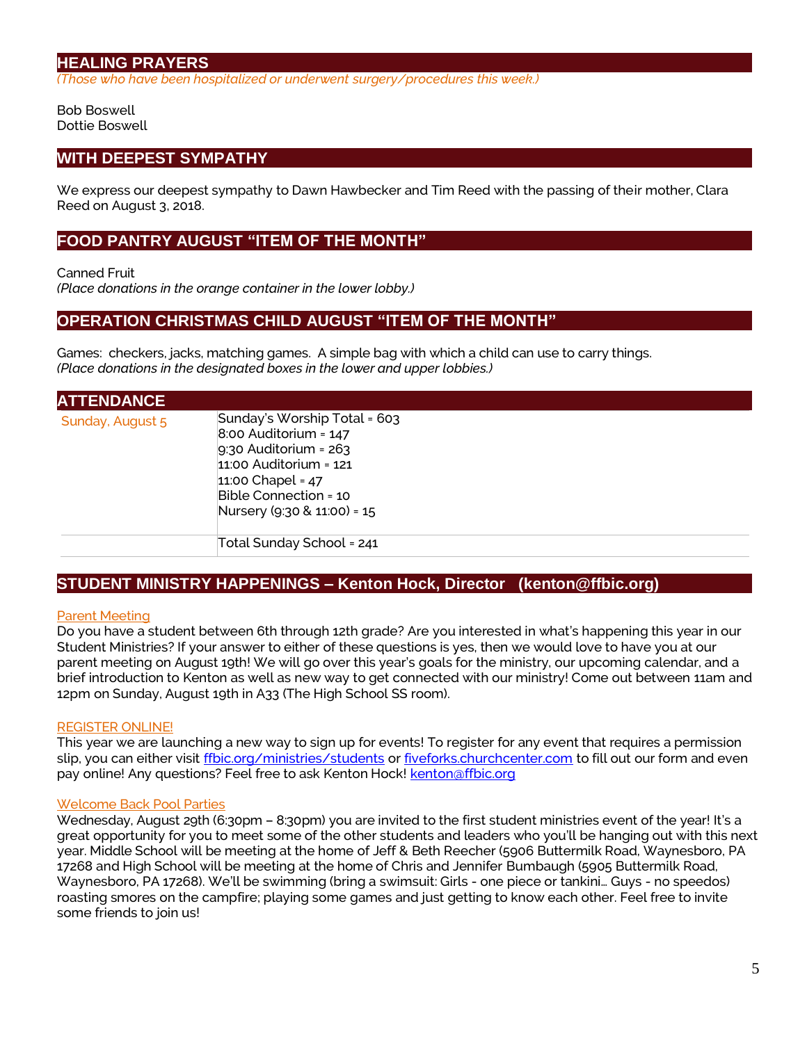## HEALING PRAYERS

*(Those who have been hospitalized or underwent surgery/procedures this week.)*

Bob Boswell
Dottie Boswell

## WITH DEEPEST SYMPATHY

We express our deepest sympathy to Dawn Hawbecker and Tim Reed with the passing of their mother, Clara Reed on August 3, 2018.

## FOOD PANTRY AUGUST "ITEM OF THE MONTH"

Canned Fruit
*(Place donations in the orange container in the lower lobby.)*

## OPERATION CHRISTMAS CHILD AUGUST "ITEM OF THE MONTH"

Games: checkers, jacks, matching games. A simple bag with which a child can use to carry things.
*(Place donations in the designated boxes in the lower and upper lobbies.)*

## ATTENDANCE

| | |
|---|---|
| Sunday, August 5 | Sunday's Worship Total = 603<br>8:00 Auditorium = 147<br>9:30 Auditorium = 263<br>11:00 Auditorium = 121<br>11:00 Chapel = 47<br>Bible Connection = 10<br>Nursery (9:30 & 11:00) = 15 |
| | Total Sunday School = 241 |

## STUDENT MINISTRY HAPPENINGS – Kenton Hock, Director (kenton@ffbic.org)

### Parent Meeting

Do you have a student between 6th through 12th grade? Are you interested in what's happening this year in our Student Ministries? If your answer to either of these questions is yes, then we would love to have you at our parent meeting on August 19th! We will go over this year's goals for the ministry, our upcoming calendar, and a brief introduction to Kenton as well as new way to get connected with our ministry! Come out between 11am and 12pm on Sunday, August 19th in A33 (The High School SS room).

### REGISTER ONLINE!

This year we are launching a new way to sign up for events! To register for any event that requires a permission slip, you can either visit ffbic.org/ministries/students or fiveforks.churchcenter.com to fill out our form and even pay online! Any questions? Feel free to ask Kenton Hock! kenton@ffbic.org

### Welcome Back Pool Parties

Wednesday, August 29th (6:30pm – 8:30pm) you are invited to the first student ministries event of the year! It's a great opportunity for you to meet some of the other students and leaders who you'll be hanging out with this next year. Middle School will be meeting at the home of Jeff & Beth Reecher (5906 Buttermilk Road, Waynesboro, PA 17268 and High School will be meeting at the home of Chris and Jennifer Bumbaugh (5905 Buttermilk Road, Waynesboro, PA 17268). We'll be swimming (bring a swimsuit: Girls - one piece or tankini… Guys - no speedos) roasting smores on the campfire; playing some games and just getting to know each other. Feel free to invite some friends to join us!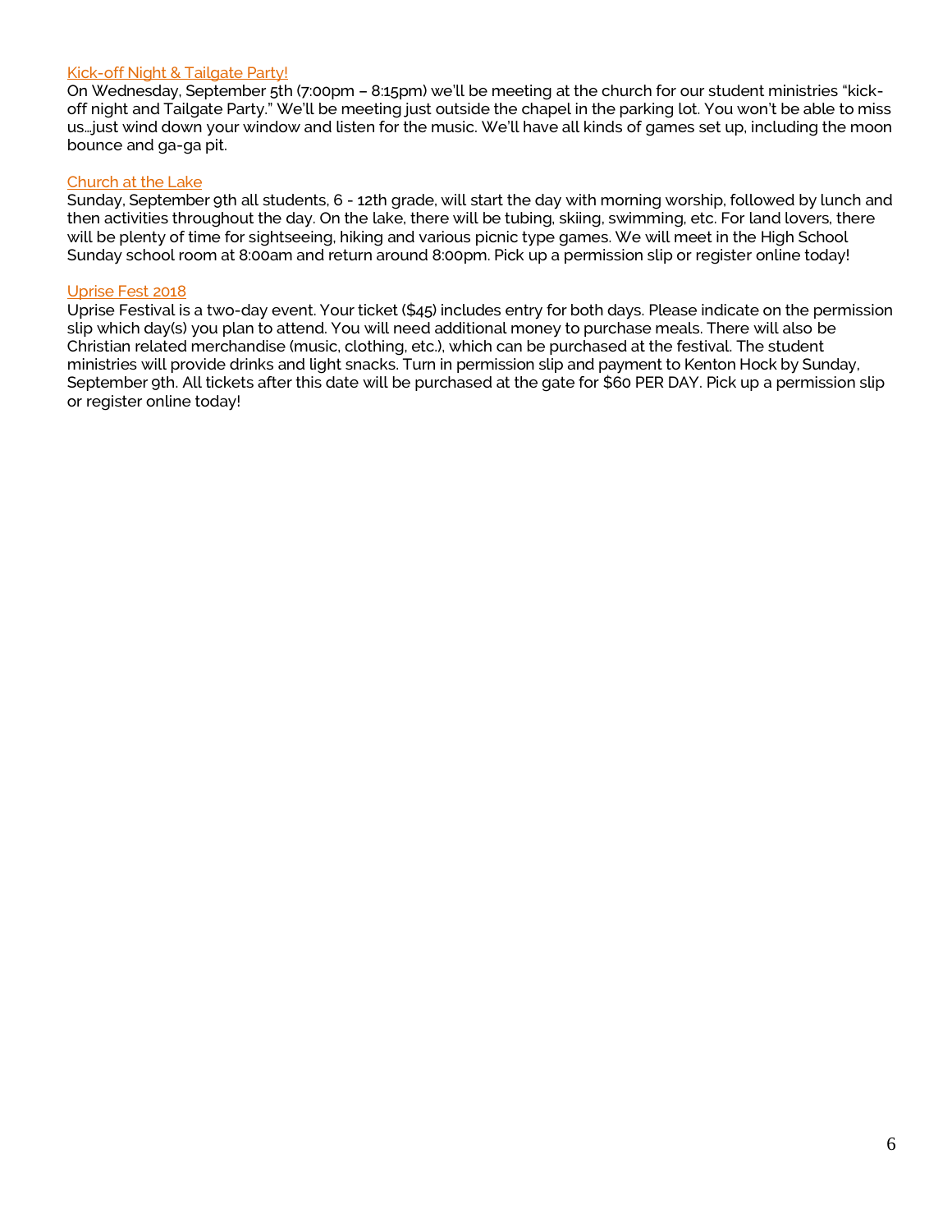## Kick-off Night & Tailgate Party!

On Wednesday, September 5th (7:00pm – 8:15pm) we'll be meeting at the church for our student ministries "kick-off night and Tailgate Party." We'll be meeting just outside the chapel in the parking lot. You won't be able to miss us…just wind down your window and listen for the music. We'll have all kinds of games set up, including the moon bounce and ga-ga pit.

## Church at the Lake

Sunday, September 9th all students, 6 - 12th grade, will start the day with morning worship, followed by lunch and then activities throughout the day. On the lake, there will be tubing, skiing, swimming, etc. For land lovers, there will be plenty of time for sightseeing, hiking and various picnic type games. We will meet in the High School Sunday school room at 8:00am and return around 8:00pm. Pick up a permission slip or register online today!

## Uprise Fest 2018

Uprise Festival is a two-day event. Your ticket ($45) includes entry for both days. Please indicate on the permission slip which day(s) you plan to attend. You will need additional money to purchase meals. There will also be Christian related merchandise (music, clothing, etc.), which can be purchased at the festival. The student ministries will provide drinks and light snacks. Turn in permission slip and payment to Kenton Hock by Sunday, September 9th. All tickets after this date will be purchased at the gate for $60 PER DAY. Pick up a permission slip or register online today!